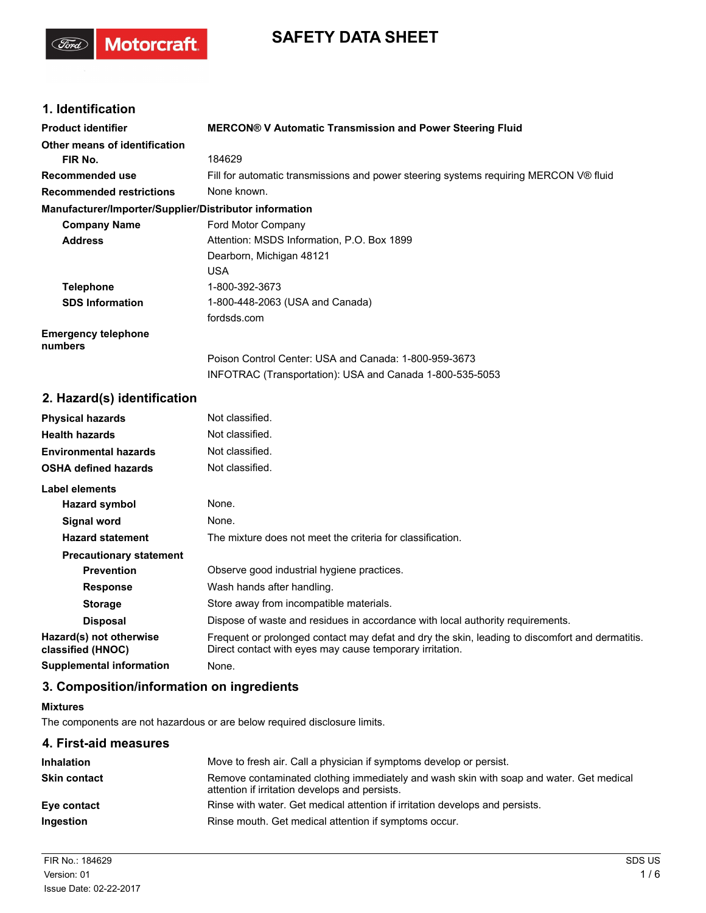# SAFETY DATA SHEET

## 1. Identification

| | |
|---|---|
| **Product identifier** | **MERCON® V Automatic Transmission and Power Steering Fluid** |
| **Other means of identification** | |
| **FIR No.** | 184629 |
| **Recommended use** | Fill for automatic transmissions and power steering systems requiring MERCON V® fluid |
| **Recommended restrictions** | None known. |

**Manufacturer/Importer/Supplier/Distributor information**

| | |
|---|---|
| **Company Name** | Ford Motor Company |
| **Address** | Attention: MSDS Information, P.O. Box 1899<br>Dearborn, Michigan 48121<br>USA |
| **Telephone** | 1-800-392-3673 |
| **SDS Information** | 1-800-448-2063 (USA and Canada)<br>fordsds.com |
| **Emergency telephone numbers** | Poison Control Center: USA and Canada: 1-800-959-3673<br>INFOTRAC (Transportation): USA and Canada 1-800-535-5053 |

## 2. Hazard(s) identification

| | |
|---|---|
| **Physical hazards** | Not classified. |
| **Health hazards** | Not classified. |
| **Environmental hazards** | Not classified. |
| **OSHA defined hazards** | Not classified. |

**Label elements**

| | |
|---|---|
| **Hazard symbol** | None. |
| **Signal word** | None. |
| **Hazard statement** | The mixture does not meet the criteria for classification. |
| **Precautionary statement** | |
| **Prevention** | Observe good industrial hygiene practices. |
| **Response** | Wash hands after handling. |
| **Storage** | Store away from incompatible materials. |
| **Disposal** | Dispose of waste and residues in accordance with local authority requirements. |
| **Hazard(s) not otherwise classified (HNOC)** | Frequent or prolonged contact may defat and dry the skin, leading to discomfort and dermatitis. Direct contact with eyes may cause temporary irritation. |
| **Supplemental information** | None. |

## 3. Composition/information on ingredients

**Mixtures**

The components are not hazardous or are below required disclosure limits.

## 4. First-aid measures

| | |
|---|---|
| **Inhalation** | Move to fresh air. Call a physician if symptoms develop or persist. |
| **Skin contact** | Remove contaminated clothing immediately and wash skin with soap and water. Get medical attention if irritation develops and persists. |
| **Eye contact** | Rinse with water. Get medical attention if irritation develops and persists. |
| **Ingestion** | Rinse mouth. Get medical attention if symptoms occur. |

FIR No.: 184629
Version: 01
Issue Date: 02-22-2017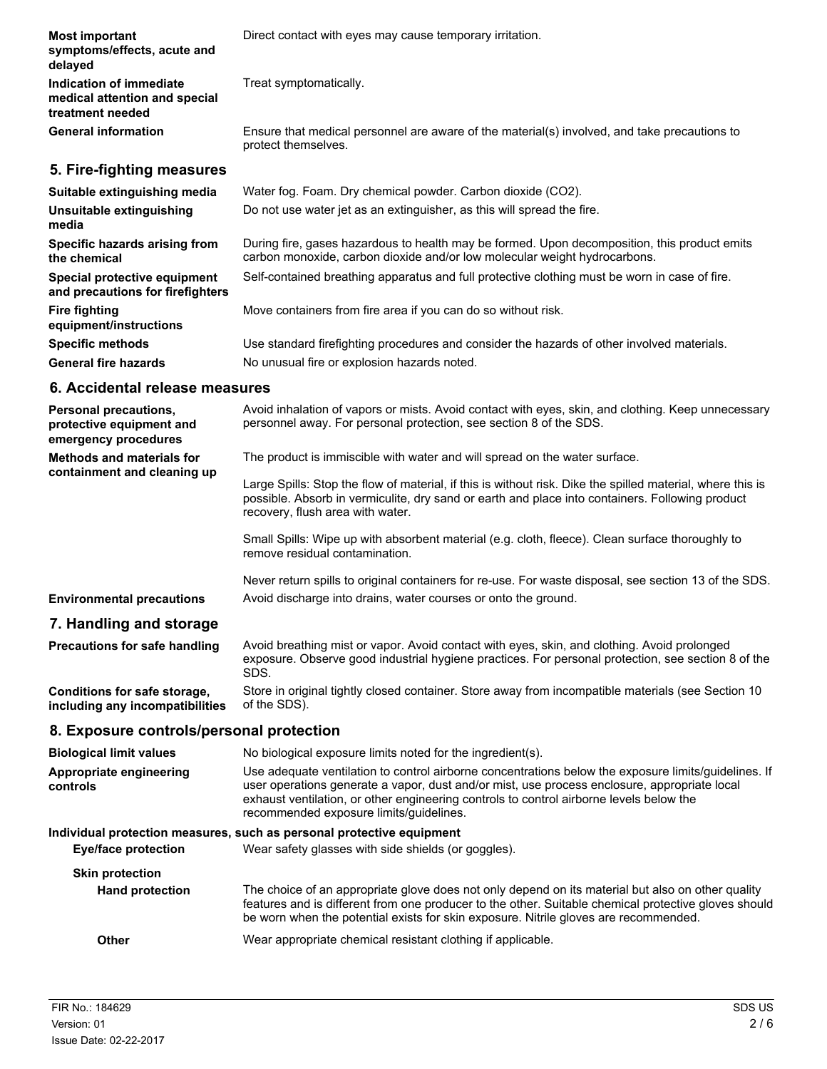**Most important symptoms/effects, acute and delayed** — Direct contact with eyes may cause temporary irritation.

**Indication of immediate medical attention and special treatment needed** — Treat symptomatically.

**General information** — Ensure that medical personnel are aware of the material(s) involved, and take precautions to protect themselves.

## 5. Fire-fighting measures

**Suitable extinguishing media** — Water fog. Foam. Dry chemical powder. Carbon dioxide ($CO_2$).

**Unsuitable extinguishing media** — Do not use water jet as an extinguisher, as this will spread the fire.

**Specific hazards arising from the chemical** — During fire, gases hazardous to health may be formed. Upon decomposition, this product emits carbon monoxide, carbon dioxide and/or low molecular weight hydrocarbons.

**Special protective equipment and precautions for firefighters** — Self-contained breathing apparatus and full protective clothing must be worn in case of fire.

**Fire fighting equipment/instructions** — Move containers from fire area if you can do so without risk.

**Specific methods** — Use standard firefighting procedures and consider the hazards of other involved materials.

**General fire hazards** — No unusual fire or explosion hazards noted.

## 6. Accidental release measures

**Personal precautions, protective equipment and emergency procedures** — Avoid inhalation of vapors or mists. Avoid contact with eyes, skin, and clothing. Keep unnecessary personnel away. For personal protection, see section 8 of the SDS.

**Methods and materials for containment and cleaning up** — The product is immiscible with water and will spread on the water surface.

Large Spills: Stop the flow of material, if this is without risk. Dike the spilled material, where this is possible. Absorb in vermiculite, dry sand or earth and place into containers. Following product recovery, flush area with water.

Small Spills: Wipe up with absorbent material (e.g. cloth, fleece). Clean surface thoroughly to remove residual contamination.

Never return spills to original containers for re-use. For waste disposal, see section 13 of the SDS.

**Environmental precautions** — Avoid discharge into drains, water courses or onto the ground.

## 7. Handling and storage

**Precautions for safe handling** — Avoid breathing mist or vapor. Avoid contact with eyes, skin, and clothing. Avoid prolonged exposure. Observe good industrial hygiene practices. For personal protection, see section 8 of the SDS.

**Conditions for safe storage, including any incompatibilities** — Store in original tightly closed container. Store away from incompatible materials (see Section 10 of the SDS).

## 8. Exposure controls/personal protection

**Biological limit values** — No biological exposure limits noted for the ingredient(s).

**Appropriate engineering controls** — Use adequate ventilation to control airborne concentrations below the exposure limits/guidelines. If user operations generate a vapor, dust and/or mist, use process enclosure, appropriate local exhaust ventilation, or other engineering controls to control airborne levels below the recommended exposure limits/guidelines.

### Individual protection measures, such as personal protective equipment

**Eye/face protection** — Wear safety glasses with side shields (or goggles).

**Skin protection**

**Hand protection** — The choice of an appropriate glove does not only depend on its material but also on other quality features and is different from one producer to the other. Suitable chemical protective gloves should be worn when the potential exists for skin exposure. Nitrile gloves are recommended.

**Other** — Wear appropriate chemical resistant clothing if applicable.

FIR No.: 184629
Version: 01
Issue Date: 02-22-2017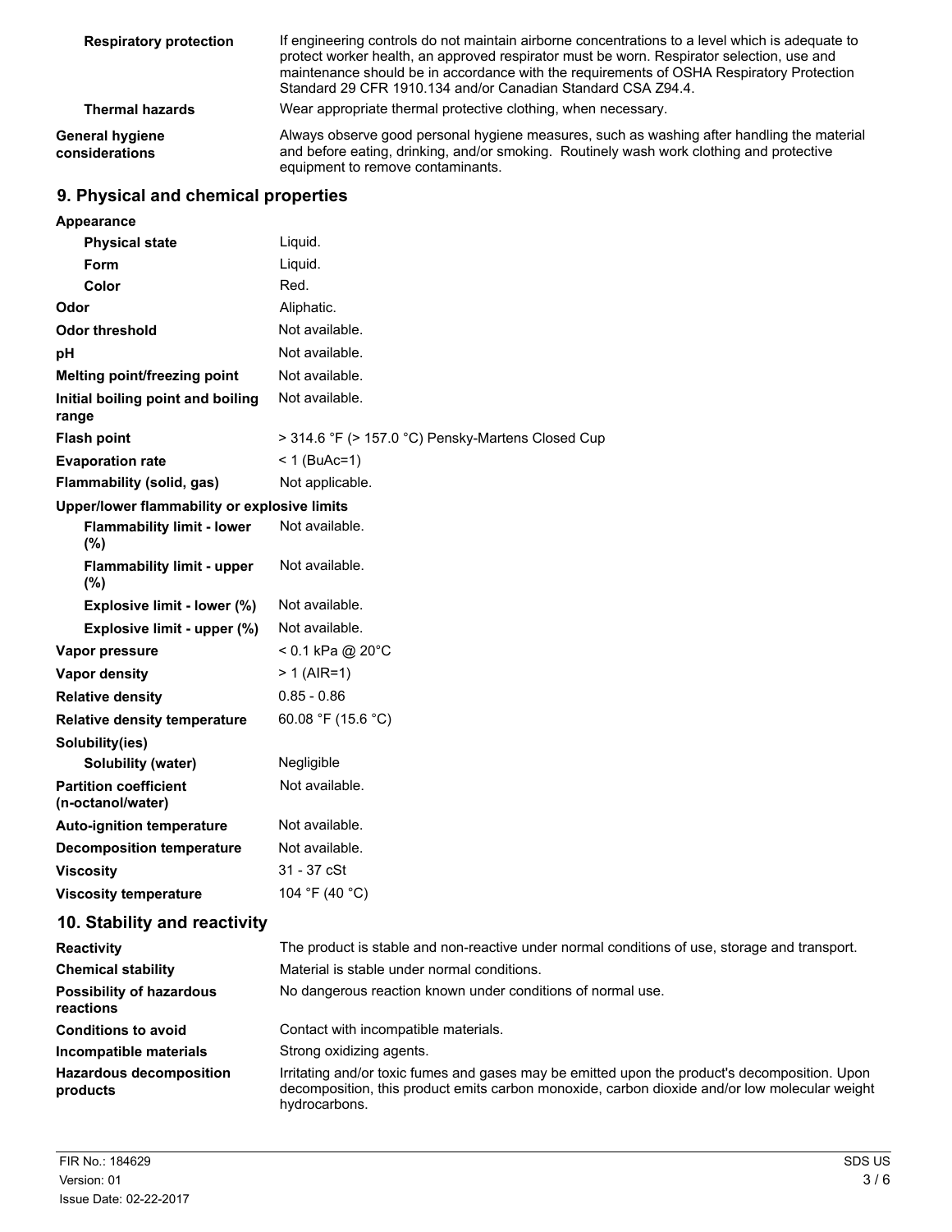| | |
|---|---|
| **Respiratory protection** | If engineering controls do not maintain airborne concentrations to a level which is adequate to protect worker health, an approved respirator must be worn. Respirator selection, use and maintenance should be in accordance with the requirements of OSHA Respiratory Protection Standard 29 CFR 1910.134 and/or Canadian Standard CSA Z94.4. |
| **Thermal hazards** | Wear appropriate thermal protective clothing, when necessary. |
| **General hygiene considerations** | Always observe good personal hygiene measures, such as washing after handling the material and before eating, drinking, and/or smoking. Routinely wash work clothing and protective equipment to remove contaminants. |

## 9. Physical and chemical properties

| | |
|---|---|
| **Appearance** | |
| **Physical state** | Liquid. |
| **Form** | Liquid. |
| **Color** | Red. |
| **Odor** | Aliphatic. |
| **Odor threshold** | Not available. |
| **pH** | Not available. |
| **Melting point/freezing point** | Not available. |
| **Initial boiling point and boiling range** | Not available. |
| **Flash point** | > 314.6 °F (> 157.0 °C) Pensky-Martens Closed Cup |
| **Evaporation rate** | < 1 (BuAc=1) |
| **Flammability (solid, gas)** | Not applicable. |
| **Upper/lower flammability or explosive limits** | |
| **Flammability limit - lower (%)** | Not available. |
| **Flammability limit - upper (%)** | Not available. |
| **Explosive limit - lower (%)** | Not available. |
| **Explosive limit - upper (%)** | Not available. |
| **Vapor pressure** | < 0.1 kPa @ 20°C |
| **Vapor density** | > 1 (AIR=1) |
| **Relative density** | 0.85 - 0.86 |
| **Relative density temperature** | 60.08 °F (15.6 °C) |
| **Solubility(ies)** | |
| **Solubility (water)** | Negligible |
| **Partition coefficient (n-octanol/water)** | Not available. |
| **Auto-ignition temperature** | Not available. |
| **Decomposition temperature** | Not available. |
| **Viscosity** | 31 - 37 cSt |
| **Viscosity temperature** | 104 °F (40 °C) |

## 10. Stability and reactivity

| | |
|---|---|
| **Reactivity** | The product is stable and non-reactive under normal conditions of use, storage and transport. |
| **Chemical stability** | Material is stable under normal conditions. |
| **Possibility of hazardous reactions** | No dangerous reaction known under conditions of normal use. |
| **Conditions to avoid** | Contact with incompatible materials. |
| **Incompatible materials** | Strong oxidizing agents. |
| **Hazardous decomposition products** | Irritating and/or toxic fumes and gases may be emitted upon the product's decomposition. Upon decomposition, this product emits carbon monoxide, carbon dioxide and/or low molecular weight hydrocarbons. |

FIR No.: 184629
Version: 01
Issue Date: 02-22-2017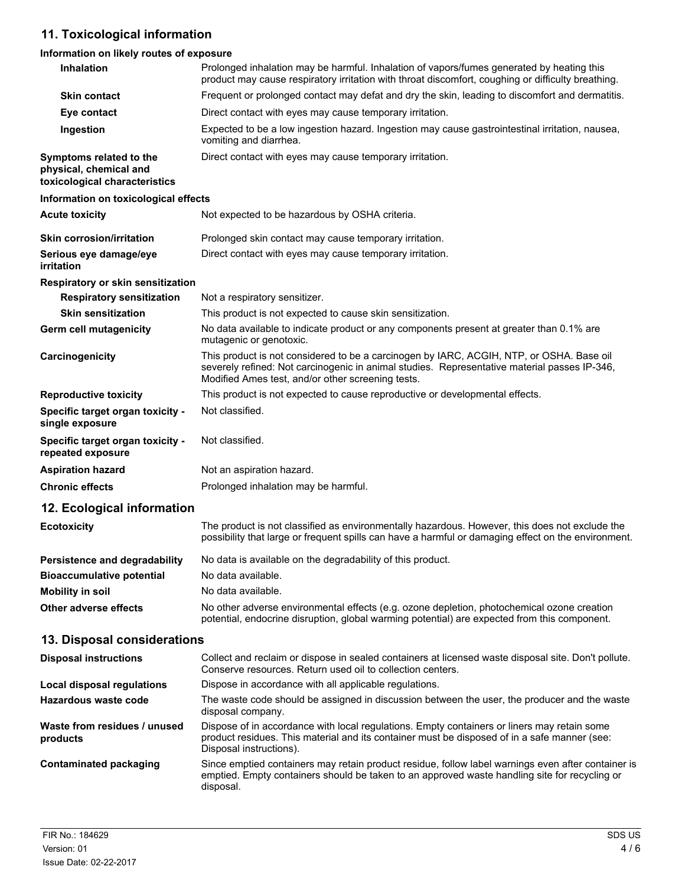## 11. Toxicological information

**Information on likely routes of exposure**

| | |
|---|---|
| **Inhalation** | Prolonged inhalation may be harmful. Inhalation of vapors/fumes generated by heating this product may cause respiratory irritation with throat discomfort, coughing or difficulty breathing. |
| **Skin contact** | Frequent or prolonged contact may defat and dry the skin, leading to discomfort and dermatitis. |
| **Eye contact** | Direct contact with eyes may cause temporary irritation. |
| **Ingestion** | Expected to be a low ingestion hazard. Ingestion may cause gastrointestinal irritation, nausea, vomiting and diarrhea. |
| **Symptoms related to the physical, chemical and toxicological characteristics** | Direct contact with eyes may cause temporary irritation. |

**Information on toxicological effects**

| | |
|---|---|
| **Acute toxicity** | Not expected to be hazardous by OSHA criteria. |
| **Skin corrosion/irritation** | Prolonged skin contact may cause temporary irritation. |
| **Serious eye damage/eye irritation** | Direct contact with eyes may cause temporary irritation. |
| **Respiratory or skin sensitization** | |
| **Respiratory sensitization** | Not a respiratory sensitizer. |
| **Skin sensitization** | This product is not expected to cause skin sensitization. |
| **Germ cell mutagenicity** | No data available to indicate product or any components present at greater than 0.1% are mutagenic or genotoxic. |
| **Carcinogenicity** | This product is not considered to be a carcinogen by IARC, ACGIH, NTP, or OSHA. Base oil severely refined: Not carcinogenic in animal studies. Representative material passes IP-346, Modified Ames test, and/or other screening tests. |
| **Reproductive toxicity** | This product is not expected to cause reproductive or developmental effects. |
| **Specific target organ toxicity - single exposure** | Not classified. |
| **Specific target organ toxicity - repeated exposure** | Not classified. |
| **Aspiration hazard** | Not an aspiration hazard. |
| **Chronic effects** | Prolonged inhalation may be harmful. |

## 12. Ecological information

| | |
|---|---|
| **Ecotoxicity** | The product is not classified as environmentally hazardous. However, this does not exclude the possibility that large or frequent spills can have a harmful or damaging effect on the environment. |
| **Persistence and degradability** | No data is available on the degradability of this product. |
| **Bioaccumulative potential** | No data available. |
| **Mobility in soil** | No data available. |
| **Other adverse effects** | No other adverse environmental effects (e.g. ozone depletion, photochemical ozone creation potential, endocrine disruption, global warming potential) are expected from this component. |

## 13. Disposal considerations

| | |
|---|---|
| **Disposal instructions** | Collect and reclaim or dispose in sealed containers at licensed waste disposal site. Don't pollute. Conserve resources. Return used oil to collection centers. |
| **Local disposal regulations** | Dispose in accordance with all applicable regulations. |
| **Hazardous waste code** | The waste code should be assigned in discussion between the user, the producer and the waste disposal company. |
| **Waste from residues / unused products** | Dispose of in accordance with local regulations. Empty containers or liners may retain some product residues. This material and its container must be disposed of in a safe manner (see: Disposal instructions). |
| **Contaminated packaging** | Since emptied containers may retain product residue, follow label warnings even after container is emptied. Empty containers should be taken to an approved waste handling site for recycling or disposal. |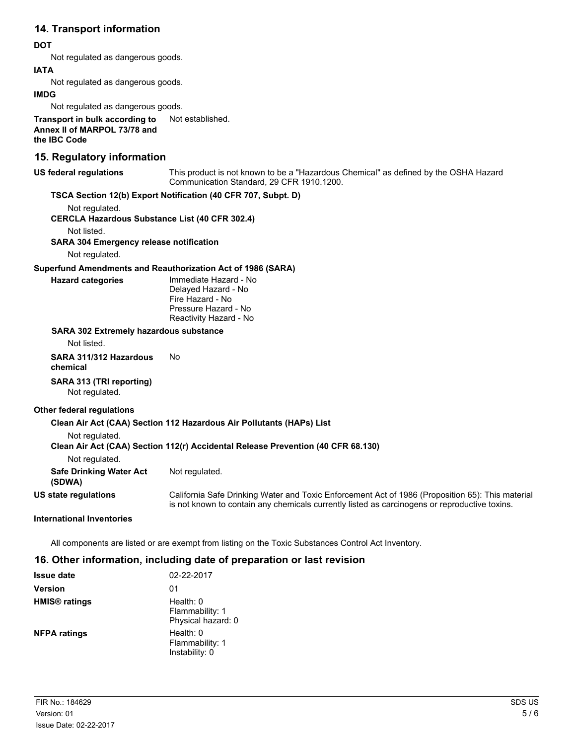## 14. Transport information

**DOT**

Not regulated as dangerous goods.

**IATA**

Not regulated as dangerous goods.

**IMDG**

Not regulated as dangerous goods.

**Transport in bulk according to Annex II of MARPOL 73/78 and the IBC Code** Not established.

## 15. Regulatory information

**US federal regulations** This product is not known to be a "Hazardous Chemical" as defined by the OSHA Hazard Communication Standard, 29 CFR 1910.1200.

**TSCA Section 12(b) Export Notification (40 CFR 707, Subpt. D)**

Not regulated.

**CERCLA Hazardous Substance List (40 CFR 302.4)**

Not listed.

**SARA 304 Emergency release notification**

Not regulated.

**Superfund Amendments and Reauthorization Act of 1986 (SARA)**

**Hazard categories**

Immediate Hazard - No
Delayed Hazard - No
Fire Hazard - No
Pressure Hazard - No
Reactivity Hazard - No

**SARA 302 Extremely hazardous substance**

Not listed.

**SARA 311/312 Hazardous chemical** No

**SARA 313 (TRI reporting)**

Not regulated.

**Other federal regulations**

**Clean Air Act (CAA) Section 112 Hazardous Air Pollutants (HAPs) List**

Not regulated.

**Clean Air Act (CAA) Section 112(r) Accidental Release Prevention (40 CFR 68.130)**

Not regulated.

**Safe Drinking Water Act (SDWA)** Not regulated.

**US state regulations** California Safe Drinking Water and Toxic Enforcement Act of 1986 (Proposition 65): This material is not known to contain any chemicals currently listed as carcinogens or reproductive toxins.

**International Inventories**

All components are listed or are exempt from listing on the Toxic Substances Control Act Inventory.

## 16. Other information, including date of preparation or last revision

**Issue date** 02-22-2017

**Version** 01

**HMIS® ratings**

Health: 0
Flammability: 1
Physical hazard: 0

**NFPA ratings**

Health: 0
Flammability: 1
Instability: 0

FIR No.: 184629
Version: 01
Issue Date: 02-22-2017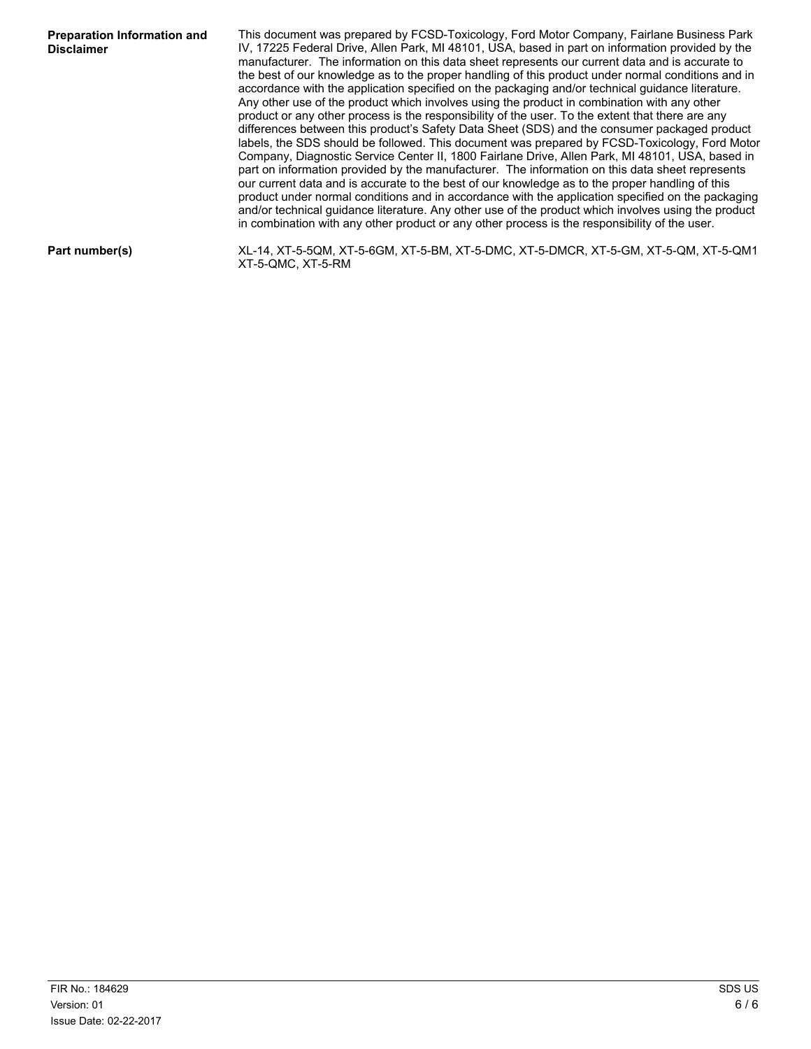**Preparation Information and Disclaimer**

This document was prepared by FCSD-Toxicology, Ford Motor Company, Fairlane Business Park IV, 17225 Federal Drive, Allen Park, MI 48101, USA, based in part on information provided by the manufacturer. The information on this data sheet represents our current data and is accurate to the best of our knowledge as to the proper handling of this product under normal conditions and in accordance with the application specified on the packaging and/or technical guidance literature. Any other use of the product which involves using the product in combination with any other product or any other process is the responsibility of the user. To the extent that there are any differences between this product's Safety Data Sheet (SDS) and the consumer packaged product labels, the SDS should be followed. This document was prepared by FCSD-Toxicology, Ford Motor Company, Diagnostic Service Center II, 1800 Fairlane Drive, Allen Park, MI 48101, USA, based in part on information provided by the manufacturer. The information on this data sheet represents our current data and is accurate to the best of our knowledge as to the proper handling of this product under normal conditions and in accordance with the application specified on the packaging and/or technical guidance literature. Any other use of the product which involves using the product in combination with any other product or any other process is the responsibility of the user.

**Part number(s)**

XL-14, XT-5-5QM, XT-5-6GM, XT-5-BM, XT-5-DMC, XT-5-DMCR, XT-5-GM, XT-5-QM, XT-5-QM1 XT-5-QMC, XT-5-RM

FIR No.: 184629
Version: 01
Issue Date: 02-22-2017